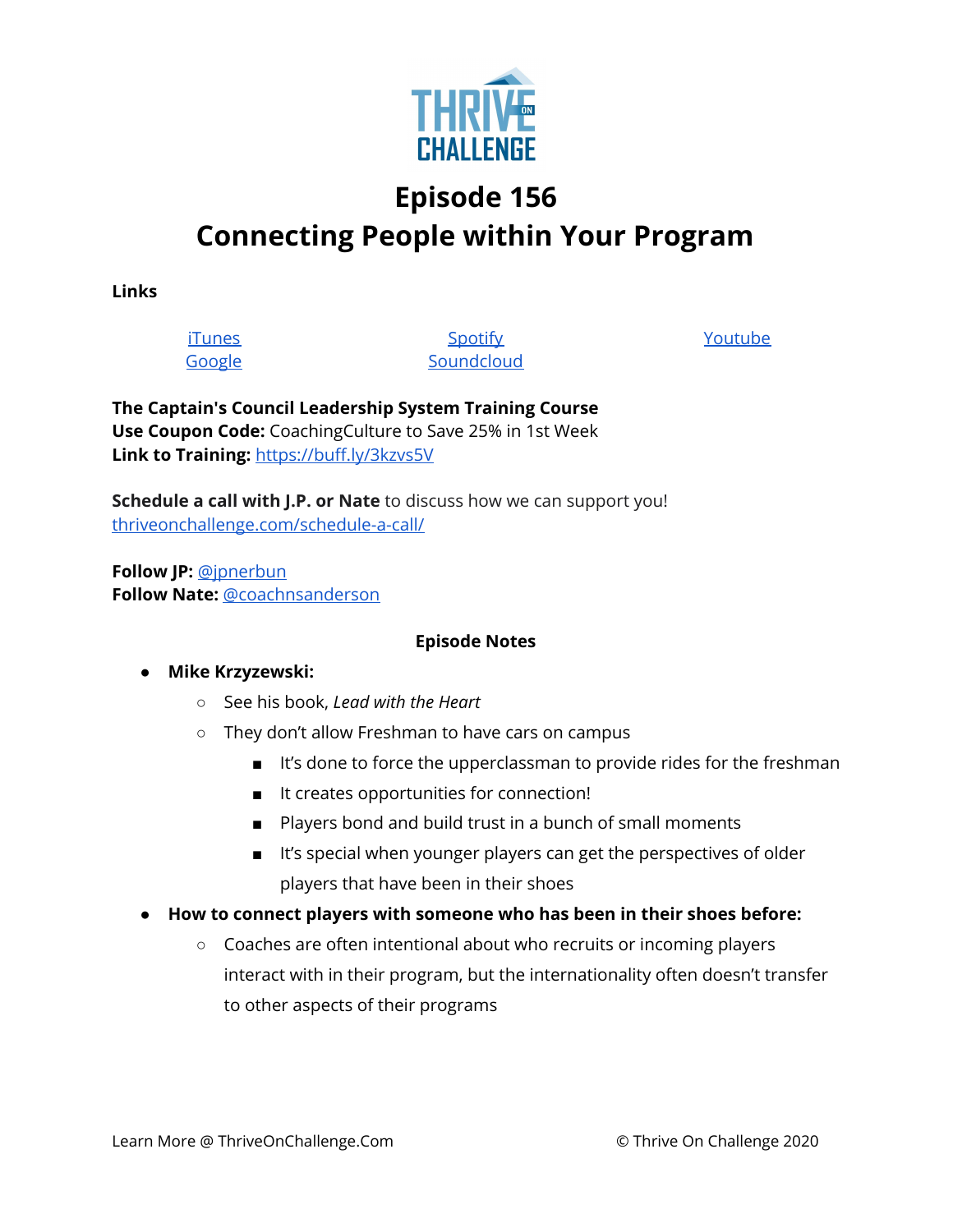THRIVE ON CHALLENGE

# Episode 156
# Connecting People within Your Program

**Links**

[iTunes](#) [Spotify](#) [Youtube](#)
[Google](#) [Soundcloud](#)

**The Captain's Council Leadership System Training Course**
**Use Coupon Code:** CoachingCulture to Save 25% in 1st Week
**Link to Training:** https://buff.ly/3kzvs5V

**Schedule a call with J.P. or Nate** to discuss how we can support you!
thriveonchallenge.com/schedule-a-call/

**Follow JP:** @jpnerbun
**Follow Nate:** @coachnsanderson

**Episode Notes**

- **Mike Krzyzewski:**
  - See his book, *Lead with the Heart*
  - They don't allow Freshman to have cars on campus
    - It's done to force the upperclassman to provide rides for the freshman
    - It creates opportunities for connection!
    - Players bond and build trust in a bunch of small moments
    - It's special when younger players can get the perspectives of older players that have been in their shoes
- **How to connect players with someone who has been in their shoes before:**
  - Coaches are often intentional about who recruits or incoming players interact with in their program, but the internationality often doesn't transfer to other aspects of their programs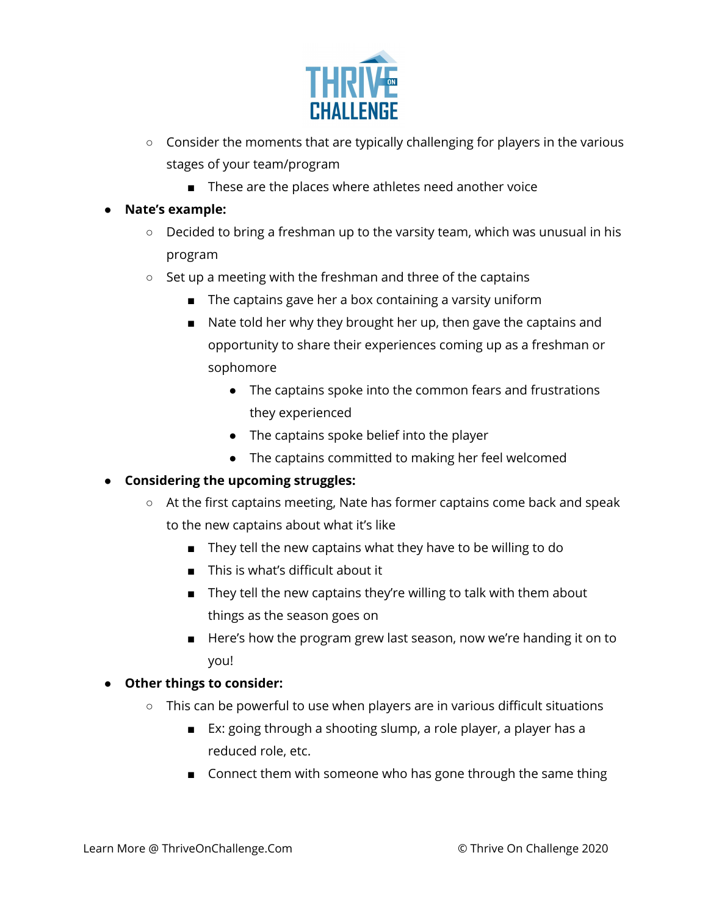- Consider the moments that are typically challenging for players in the various stages of your team/program
  - These are the places where athletes need another voice
- **Nate's example:**
  - Decided to bring a freshman up to the varsity team, which was unusual in his program
  - Set up a meeting with the freshman and three of the captains
    - The captains gave her a box containing a varsity uniform
    - Nate told her why they brought her up, then gave the captains and opportunity to share their experiences coming up as a freshman or sophomore
      - The captains spoke into the common fears and frustrations they experienced
      - The captains spoke belief into the player
      - The captains committed to making her feel welcomed
- **Considering the upcoming struggles:**
  - At the first captains meeting, Nate has former captains come back and speak to the new captains about what it's like
    - They tell the new captains what they have to be willing to do
    - This is what's difficult about it
    - They tell the new captains they're willing to talk with them about things as the season goes on
    - Here's how the program grew last season, now we're handing it on to you!
- **Other things to consider:**
  - This can be powerful to use when players are in various difficult situations
    - Ex: going through a shooting slump, a role player, a player has a reduced role, etc.
    - Connect them with someone who has gone through the same thing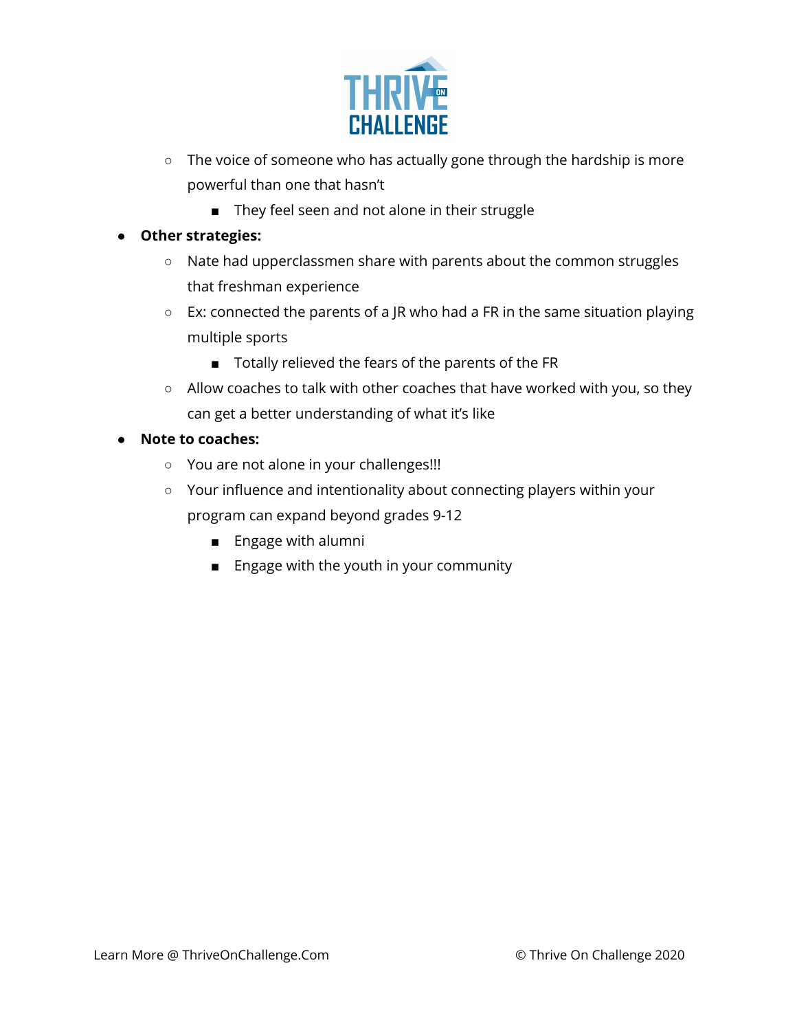- The voice of someone who has actually gone through the hardship is more powerful than one that hasn't
    - They feel seen and not alone in their struggle
- **Other strategies:**
  - Nate had upperclassmen share with parents about the common struggles that freshman experience
  - Ex: connected the parents of a JR who had a FR in the same situation playing multiple sports
    - Totally relieved the fears of the parents of the FR
  - Allow coaches to talk with other coaches that have worked with you, so they can get a better understanding of what it's like
- **Note to coaches:**
  - You are not alone in your challenges!!!
  - Your influence and intentionality about connecting players within your program can expand beyond grades 9-12
    - Engage with alumni
    - Engage with the youth in your community